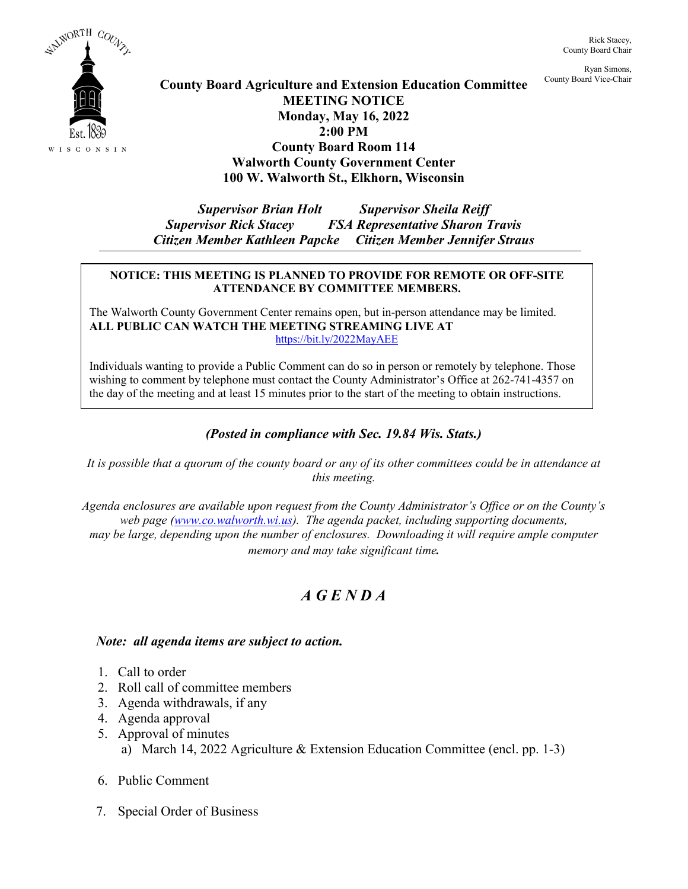Rick Stacey,
County Board Chair

Ryan Simons,
County Board Vice-Chair

**County Board Agriculture and Extension Education Committee**
**MEETING NOTICE**
**Monday, May 16, 2022**
**2:00 PM**
**County Board Room 114**
**Walworth County Government Center**
**100 W. Walworth St., Elkhorn, Wisconsin**

***Supervisor Brian Holt*** ***Supervisor Sheila Reiff***
***Supervisor Rick Stacey*** ***FSA Representative Sharon Travis***
***Citizen Member Kathleen Papcke*** ***Citizen Member Jennifer Straus***

---

**NOTICE: THIS MEETING IS PLANNED TO PROVIDE FOR REMOTE OR OFF-SITE ATTENDANCE BY COMMITTEE MEMBERS.**

The Walworth County Government Center remains open, but in-person attendance may be limited.
**ALL PUBLIC CAN WATCH THE MEETING STREAMING LIVE AT**
https://bit.ly/2022MayAEE

Individuals wanting to provide a Public Comment can do so in person or remotely by telephone. Those wishing to comment by telephone must contact the County Administrator's Office at 262-741-4357 on the day of the meeting and at least 15 minutes prior to the start of the meeting to obtain instructions.

***(Posted in compliance with Sec. 19.84 Wis. Stats.)***

*It is possible that a quorum of the county board or any of its other committees could be in attendance at this meeting.*

*Agenda enclosures are available upon request from the County Administrator's Office or on the County's web page (www.co.walworth.wi.us). The agenda packet, including supporting documents, may be large, depending upon the number of enclosures. Downloading it will require ample computer memory and may take significant time.*

# *A G E N D A*

***Note: all agenda items are subject to action.***

1. Call to order
2. Roll call of committee members
3. Agenda withdrawals, if any
4. Agenda approval
5. Approval of minutes
   a) March 14, 2022 Agriculture & Extension Education Committee (encl. pp. 1-3)
6. Public Comment
7. Special Order of Business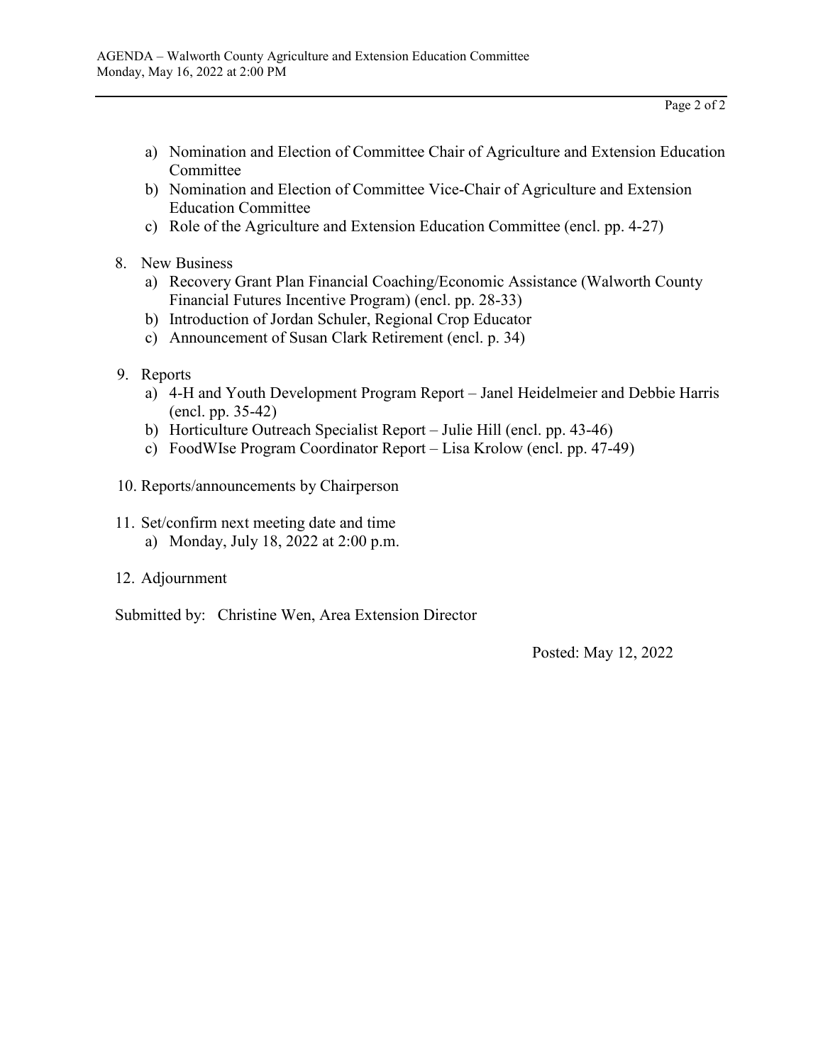a) Nomination and Election of Committee Chair of Agriculture and Extension Education Committee
b) Nomination and Election of Committee Vice-Chair of Agriculture and Extension Education Committee
c) Role of the Agriculture and Extension Education Committee (encl. pp. 4-27)

8. New Business
   a) Recovery Grant Plan Financial Coaching/Economic Assistance (Walworth County Financial Futures Incentive Program) (encl. pp. 28-33)
   b) Introduction of Jordan Schuler, Regional Crop Educator
   c) Announcement of Susan Clark Retirement (encl. p. 34)

9. Reports
   a) 4-H and Youth Development Program Report – Janel Heidelmeier and Debbie Harris (encl. pp. 35-42)
   b) Horticulture Outreach Specialist Report – Julie Hill (encl. pp. 43-46)
   c) FoodWIse Program Coordinator Report – Lisa Krolow (encl. pp. 47-49)

10. Reports/announcements by Chairperson

11. Set/confirm next meeting date and time
    a) Monday, July 18, 2022 at 2:00 p.m.

12. Adjournment

Submitted by: Christine Wen, Area Extension Director

Posted: May 12, 2022